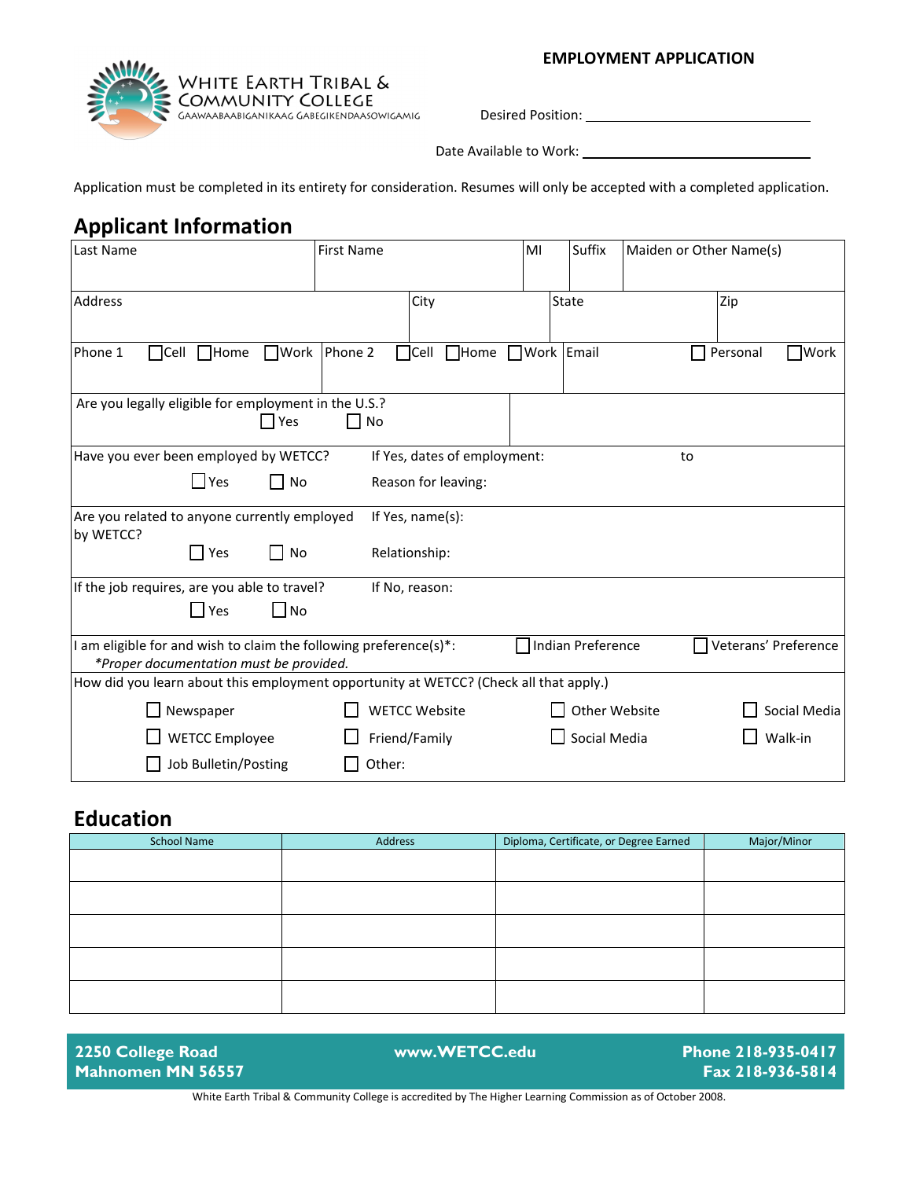**WHITE EARTH TRIBAL & COMMUNITY COLLEGE**
GAAWAABAABIGANIKAAG GABEGIKENDAASOWIGAMIG

# EMPLOYMENT APPLICATION

Desired Position: ______________________________

Date Available to Work: ______________________________

Application must be completed in its entirety for consideration. Resumes will only be accepted with a completed application.

## Applicant Information

| Last Name | First Name | MI | Suffix | Maiden or Other Name(s) |
|---|---|---|---|---|
| | | | | |

| Address | City | State | Zip |
|---|---|---|---|
| | | | |

| Phone 1 ☐Cell ☐Home ☐Work | Phone 2 ☐Cell ☐Home ☐Work | Email ☐ Personal ☐Work |
|---|---|---|
| | | |

Are you legally eligible for employment in the U.S.? ☐ Yes ☐ No

Have you ever been employed by WETCC? ☐ Yes ☐ No
If Yes, dates of employment: to
Reason for leaving:

Are you related to anyone currently employed by WETCC? ☐ Yes ☐ No
If Yes, name(s):
Relationship:

If the job requires, are you able to travel? ☐ Yes ☐ No
If No, reason:

I am eligible for and wish to claim the following preference(s)*: ☐ Indian Preference ☐ Veterans' Preference
*\*Proper documentation must be provided.*

How did you learn about this employment opportunity at WETCC? (Check all that apply.)

- ☐ Newspaper
- ☐ WETCC Website
- ☐ Other Website
- ☐ Social Media
- ☐ WETCC Employee
- ☐ Friend/Family
- ☐ Social Media
- ☐ Walk-in
- ☐ Job Bulletin/Posting
- ☐ Other:

## Education

| School Name | Address | Diploma, Certificate, or Degree Earned | Major/Minor |
|---|---|---|---|
| | | | |
| | | | |
| | | | |
| | | | |
| | | | |

**2250 College Road**
**Mahnomen MN 56557**

**www.WETCC.edu**

**Phone 218-935-0417**
**Fax 218-936-5814**

White Earth Tribal & Community College is accredited by The Higher Learning Commission as of October 2008.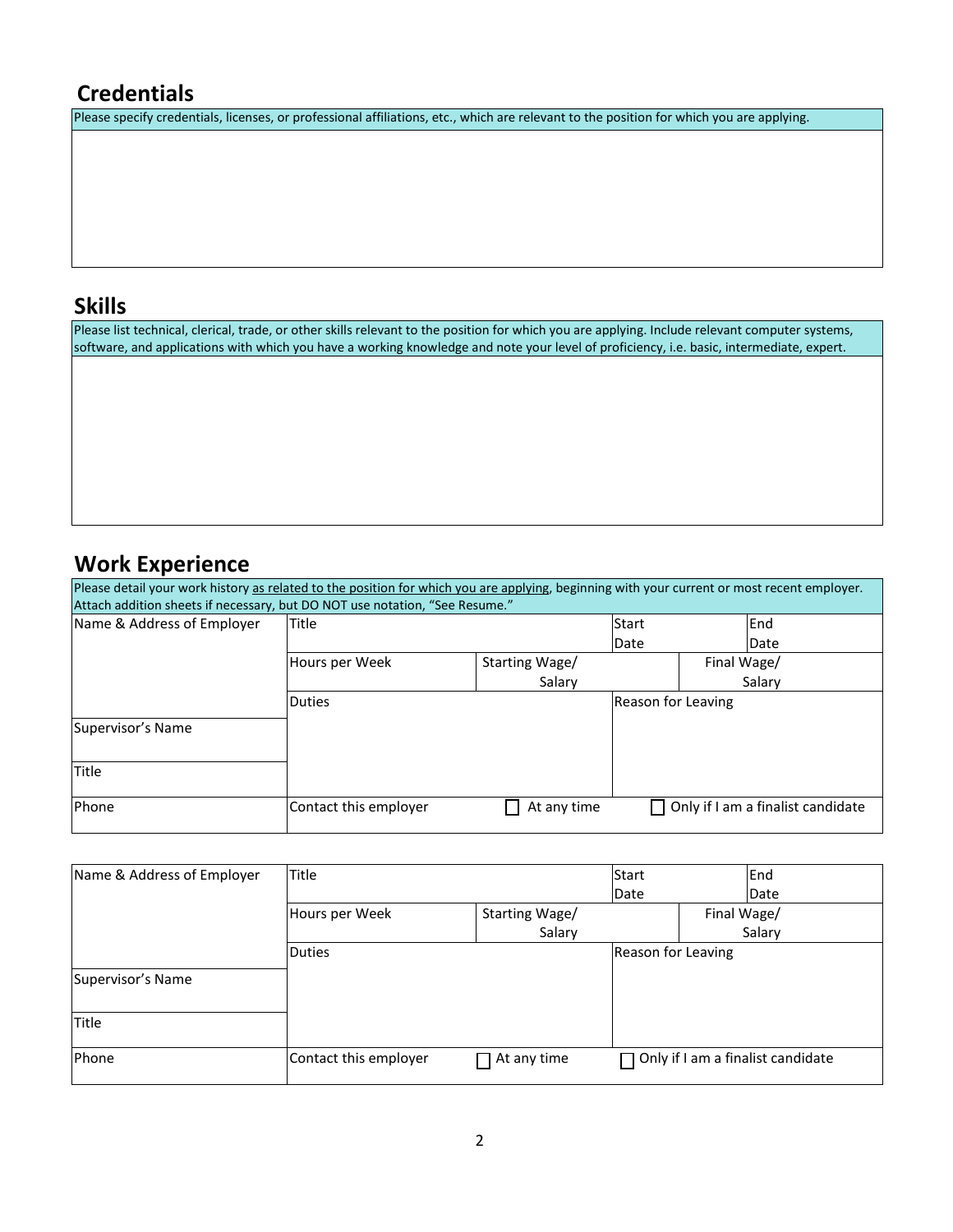## Credentials

Please specify credentials, licenses, or professional affiliations, etc., which are relevant to the position for which you are applying.

## Skills

Please list technical, clerical, trade, or other skills relevant to the position for which you are applying. Include relevant computer systems, software, and applications with which you have a working knowledge and note your level of proficiency, i.e. basic, intermediate, expert.

## Work Experience

Please detail your work history as related to the position for which you are applying, beginning with your current or most recent employer. Attach addition sheets if necessary, but DO NOT use notation, "See Resume."

| Name & Address of Employer | Title | | Start Date | End Date |
|---|---|---|---|---|
| | Hours per Week | Starting Wage/ Salary | | Final Wage/ Salary |
| | Duties | | Reason for Leaving | |
| Supervisor's Name | | | | |
| Title | | | | |
| Phone | Contact this employer | ☐ At any time | ☐ Only if I am a finalist candidate | |

| Name & Address of Employer | Title | | Start Date | End Date |
|---|---|---|---|---|
| | Hours per Week | Starting Wage/ Salary | | Final Wage/ Salary |
| | Duties | | Reason for Leaving | |
| Supervisor's Name | | | | |
| Title | | | | |
| Phone | Contact this employer | ☐ At any time | ☐ Only if I am a finalist candidate | |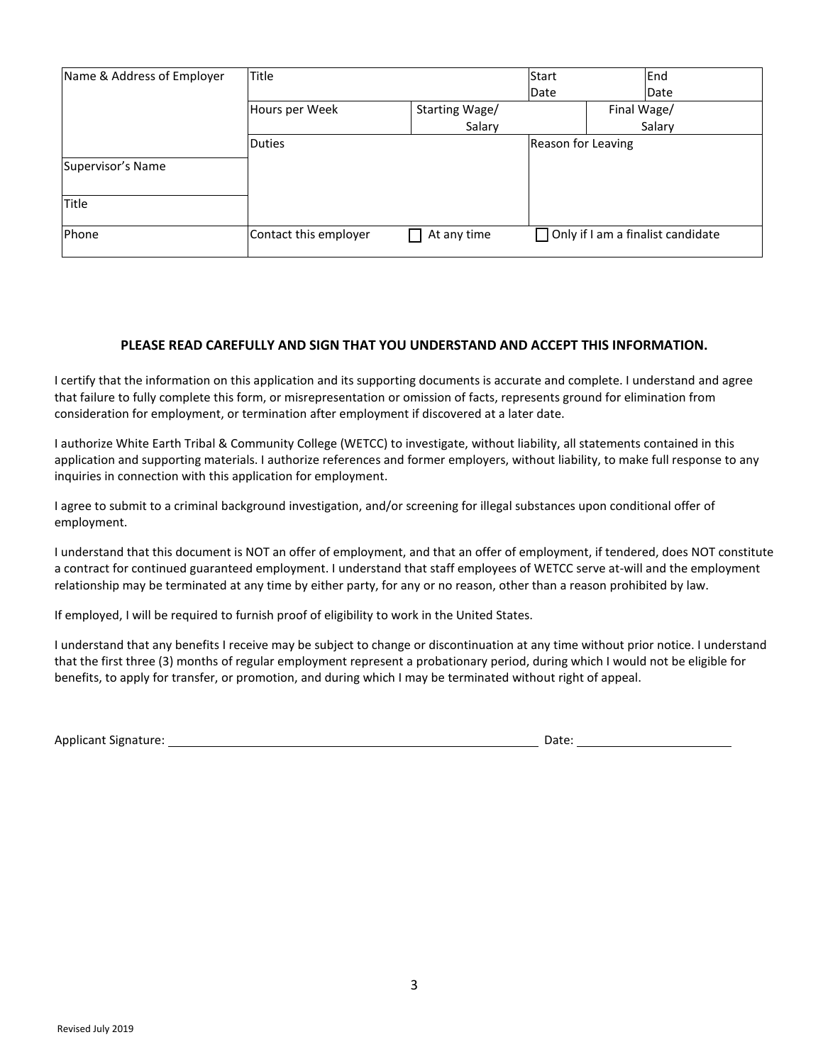| Name & Address of Employer | Title | | Start Date | End Date |
|---|---|---|---|---|
| | Hours per Week | Starting Wage/ Salary | | Final Wage/ Salary |
| | Duties | | Reason for Leaving | |
| Supervisor's Name | | | | |
| Title | | | | |
| Phone | Contact this employer | ☐ At any time | ☐ Only if I am a finalist candidate | |

**PLEASE READ CAREFULLY AND SIGN THAT YOU UNDERSTAND AND ACCEPT THIS INFORMATION.**

I certify that the information on this application and its supporting documents is accurate and complete. I understand and agree that failure to fully complete this form, or misrepresentation or omission of facts, represents ground for elimination from consideration for employment, or termination after employment if discovered at a later date.

I authorize White Earth Tribal & Community College (WETCC) to investigate, without liability, all statements contained in this application and supporting materials. I authorize references and former employers, without liability, to make full response to any inquiries in connection with this application for employment.

I agree to submit to a criminal background investigation, and/or screening for illegal substances upon conditional offer of employment.

I understand that this document is NOT an offer of employment, and that an offer of employment, if tendered, does NOT constitute a contract for continued guaranteed employment. I understand that staff employees of WETCC serve at-will and the employment relationship may be terminated at any time by either party, for any or no reason, other than a reason prohibited by law.

If employed, I will be required to furnish proof of eligibility to work in the United States.

I understand that any benefits I receive may be subject to change or discontinuation at any time without prior notice. I understand that the first three (3) months of regular employment represent a probationary period, during which I would not be eligible for benefits, to apply for transfer, or promotion, and during which I may be terminated without right of appeal.

Applicant Signature: ______________________________ Date: ______________

Revised July 2019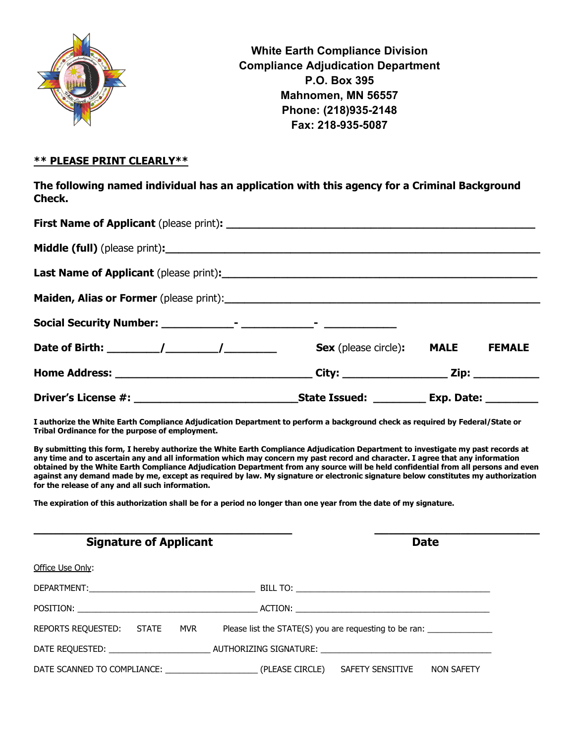**White Earth Compliance Division**
**Compliance Adjudication Department**
**P.O. Box 395**
**Mahnomen, MN 56557**
**Phone: (218)935-2148**
**Fax: 218-935-5087**

**\*\* PLEASE PRINT CLEARLY\*\***

**The following named individual has an application with this agency for a Criminal Background Check.**

**First Name of Applicant** (please print)**:** ______________________________________________

**Middle (full)** (please print)**:**______________________________________________

**Last Name of Applicant** (please print)**:**______________________________________________

**Maiden, Alias or Former** (please print):______________________________________________

**Social Security Number:** ___________- ___________- ___________

**Date of Birth:** ________/________/________ **Sex** (please circle)**:** **MALE** **FEMALE**

**Home Address:** ______________________________ **City:** ________________ **Zip:** __________

**Driver's License #:** ________________________**State Issued:** ________ **Exp. Date:** ________

**I authorize the White Earth Compliance Adjudication Department to perform a background check as required by Federal/State or Tribal Ordinance for the purpose of employment.**

**By submitting this form, I hereby authorize the White Earth Compliance Adjudication Department to investigate my past records at any time and to ascertain any and all information which may concern my past record and character. I agree that any information obtained by the White Earth Compliance Adjudication Department from any source will be held confidential from all persons and even against any demand made by me, except as required by law. My signature or electronic signature below constitutes my authorization for the release of any and all such information.**

**The expiration of this authorization shall be for a period no longer than one year from the date of my signature.**

______________________________________ ________________________

**Signature of Applicant** **Date**

Office Use Only:

DEPARTMENT:______________________________ BILL TO: ____________________________________

POSITION: ________________________________ ACTION: ____________________________________

REPORTS REQUESTED: STATE MVR Please list the STATE(S) you are requesting to be ran: _____________

DATE REQUESTED: ____________________ AUTHORIZING SIGNATURE: ________________________________

DATE SCANNED TO COMPLIANCE: __________________ (PLEASE CIRCLE) SAFETY SENSITIVE NON SAFETY